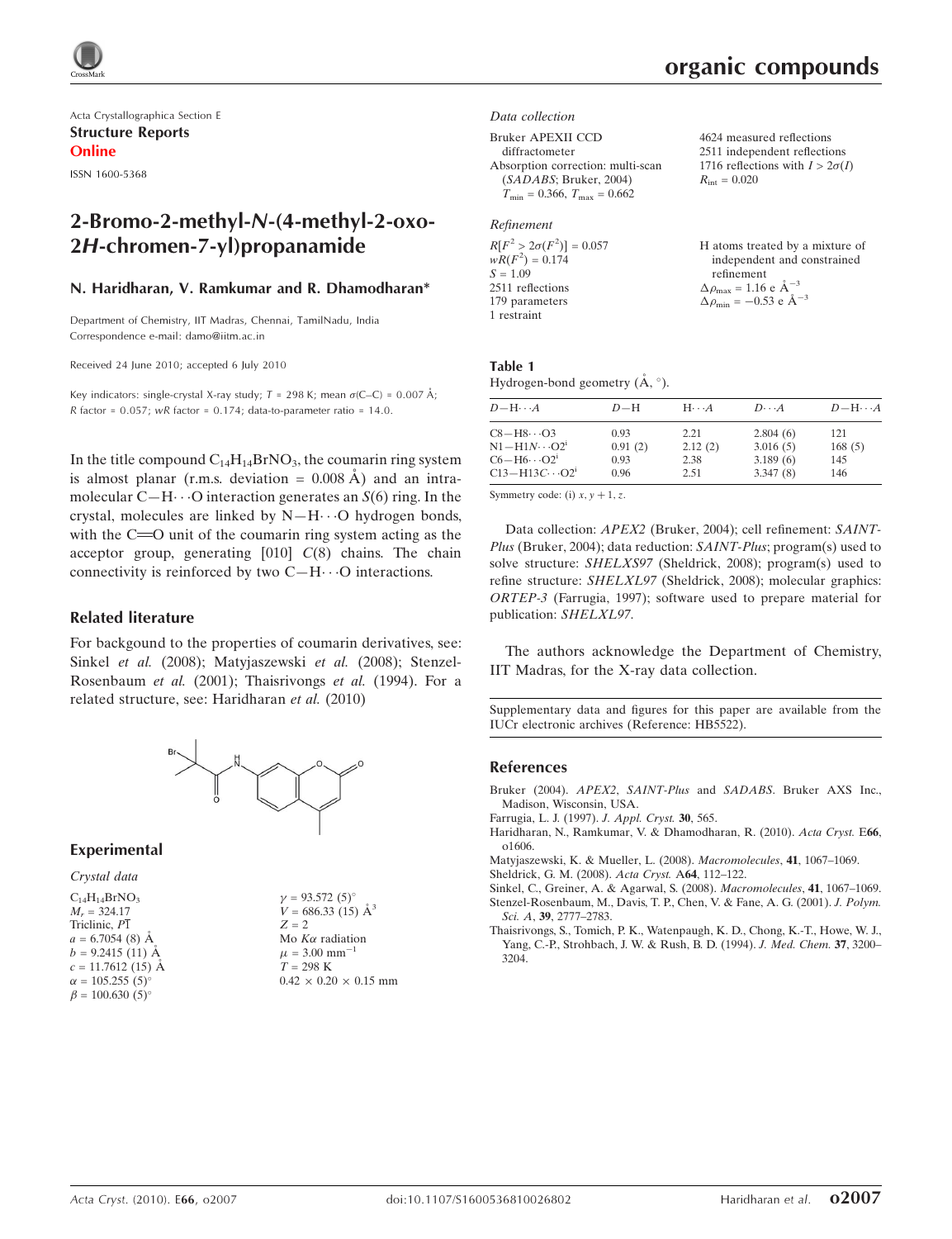Acta Crystallographica Section E

**Structure Reports Online**

ISSN 1600-5368

# 2-Bromo-2-methyl-*N*-(4-methyl-2-oxo-2*H*-chromen-7-yl)propanamide

**N. Haridharan, V. Ramkumar and R. Dhamodharan***

Department of Chemistry, IIT Madras, Chennai, TamilNadu, India
Correspondence e-mail: damo@iitm.ac.in

Received 24 June 2010; accepted 6 July 2010

Key indicators: single-crystal X-ray study; $T$ = 298 K; mean $\sigma$(C–C) = 0.007 Å; $R$ factor = 0.057; $wR$ factor = 0.174; data-to-parameter ratio = 14.0.

In the title compound $C_{14}H_{14}BrNO_3$, the coumarin ring system is almost planar (r.m.s. deviation = 0.008 Å) and an intramolecular C—H⋯O interaction generates an $S$(6) ring. In the crystal, molecules are linked by N—H⋯O hydrogen bonds, with the C=O unit of the coumarin ring system acting as the acceptor group, generating [010] $C$(8) chains. The chain connectivity is reinforced by two C—H⋯O interactions.

## Related literature

For backgound to the properties of coumarin derivatives, see: Sinkel *et al.* (2008); Matyjaszewski *et al.* (2008); Stenzel-Rosenbaum *et al.* (2001); Thaisrivongs *et al.* (1994). For a related structure, see: Haridharan *et al.* (2010)

## Experimental

### Crystal data

$C_{14}H_{14}BrNO_3$
$M_r$ = 324.17
Triclinic, $P\bar{1}$
$a$ = 6.7054 (8) Å
$b$ = 9.2415 (11) Å
$c$ = 11.7612 (15) Å
$\alpha$ = 105.255 (5)°
$\beta$ = 100.630 (5)°
$\gamma$ = 93.572 (5)°
$V$ = 686.33 (15) Å$^3$
$Z$ = 2
Mo $K\alpha$ radiation
$\mu$ = 3.00 mm$^{-1}$
$T$ = 298 K
0.42 × 0.20 × 0.15 mm

### Data collection

Bruker APEXII CCD diffractometer
Absorption correction: multi-scan (*SADABS*; Bruker, 2004)
$T_{min}$ = 0.366, $T_{max}$ = 0.662
4624 measured reflections
2511 independent reflections
1716 reflections with $I > 2\sigma(I)$
$R_{int}$ = 0.020

### Refinement

$R[F^2 > 2\sigma(F^2)]$ = 0.057
$wR(F^2)$ = 0.174
$S$ = 1.09
2511 reflections
179 parameters
1 restraint
H atoms treated by a mixture of independent and constrained refinement
$\Delta\rho_{max}$ = 1.16 e Å$^{-3}$
$\Delta\rho_{min}$ = −0.53 e Å$^{-3}$

**Table 1**
Hydrogen-bond geometry (Å, °).

| $D$—H⋯$A$ | $D$—H | H⋯$A$ | $D$⋯$A$ | $D$—H⋯$A$ |
|---|---|---|---|---|
| C8—H8⋯O3 | 0.93 | 2.21 | 2.804 (6) | 121 |
| N1—H1$N$⋯O2$^{i}$ | 0.91 (2) | 2.12 (2) | 3.016 (5) | 168 (5) |
| C6—H6⋯O2$^{i}$ | 0.93 | 2.38 | 3.189 (6) | 145 |
| C13—H13$C$⋯O2$^{i}$ | 0.96 | 2.51 | 3.347 (8) | 146 |

Symmetry code: (i) $x, y + 1, z$.

Data collection: *APEX2* (Bruker, 2004); cell refinement: *SAINT-Plus* (Bruker, 2004); data reduction: *SAINT-Plus*; program(s) used to solve structure: *SHELXS97* (Sheldrick, 2008); program(s) used to refine structure: *SHELXL97* (Sheldrick, 2008); molecular graphics: *ORTEP-3* (Farrugia, 1997); software used to prepare material for publication: *SHELXL97*.

The authors acknowledge the Department of Chemistry, IIT Madras, for the X-ray data collection.

Supplementary data and figures for this paper are available from the IUCr electronic archives (Reference: HB5522).

## References

Bruker (2004). *APEX2*, *SAINT-Plus* and *SADABS*. Bruker AXS Inc., Madison, Wisconsin, USA.
Farrugia, L. J. (1997). *J. Appl. Cryst.* **30**, 565.
Haridharan, N., Ramkumar, V. & Dhamodharan, R. (2010). *Acta Cryst.* E**66**, o1606.
Matyjaszewski, K. & Mueller, L. (2008). *Macromolecules*, **41**, 1067–1069.
Sheldrick, G. M. (2008). *Acta Cryst.* A**64**, 112–122.
Sinkel, C., Greiner, A. & Agarwal, S. (2008). *Macromolecules*, **41**, 1067–1069.
Stenzel-Rosenbaum, M., Davis, T. P., Chen, V. & Fane, A. G. (2001). *J. Polym. Sci. A*, **39**, 2777–2783.
Thaisrivongs, S., Tomich, P. K., Watenpaugh, K. D., Chong, K.-T., Howe, W. J., Yang, C.-P., Strohbach, J. W. & Rush, B. D. (1994). *J. Med. Chem.* **37**, 3200–3204.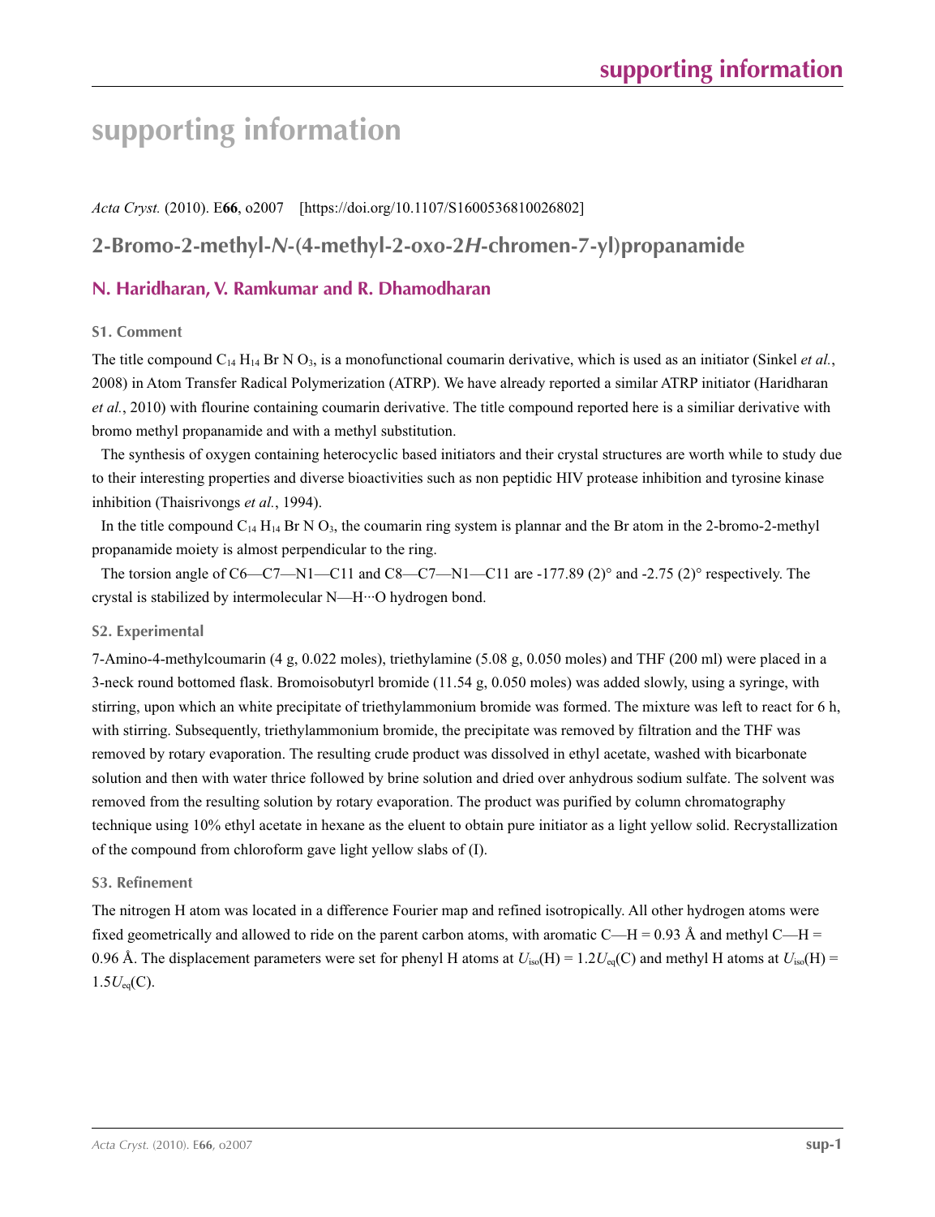# supporting information

*Acta Cryst.* (2010). E**66**, o2007 [https://doi.org/10.1107/S1600536810026802]

## 2-Bromo-2-methyl-*N*-(4-methyl-2-oxo-2*H*-chromen-7-yl)propanamide

### N. Haridharan, V. Ramkumar and R. Dhamodharan

### S1. Comment

The title compound $C_{14} H_{14} Br N O_3$, is a monofunctional coumarin derivative, which is used as an initiator (Sinkel *et al.*, 2008) in Atom Transfer Radical Polymerization (ATRP). We have already reported a similar ATRP initiator (Haridharan *et al.*, 2010) with flourine containing coumarin derivative. The title compound reported here is a similiar derivative with bromo methyl propanamide and with a methyl substitution.

The synthesis of oxygen containing heterocyclic based initiators and their crystal structures are worth while to study due to their interesting properties and diverse bioactivities such as non peptidic HIV protease inhibition and tyrosine kinase inhibition (Thaisrivongs *et al.*, 1994).

In the title compound $C_{14} H_{14} Br N O_3$, the coumarin ring system is plannar and the Br atom in the 2-bromo-2-methyl propanamide moiety is almost perpendicular to the ring.

The torsion angle of C6—C7—N1—C11 and C8—C7—N1—C11 are -177.89 (2)° and -2.75 (2)° respectively. The crystal is stabilized by intermolecular N—H···O hydrogen bond.

### S2. Experimental

7-Amino-4-methylcoumarin (4 g, 0.022 moles), triethylamine (5.08 g, 0.050 moles) and THF (200 ml) were placed in a 3-neck round bottomed flask. Bromoisobutyrl bromide (11.54 g, 0.050 moles) was added slowly, using a syringe, with stirring, upon which an white precipitate of triethylammonium bromide was formed. The mixture was left to react for 6 h, with stirring. Subsequently, triethylammonium bromide, the precipitate was removed by filtration and the THF was removed by rotary evaporation. The resulting crude product was dissolved in ethyl acetate, washed with bicarbonate solution and then with water thrice followed by brine solution and dried over anhydrous sodium sulfate. The solvent was removed from the resulting solution by rotary evaporation. The product was purified by column chromatography technique using 10% ethyl acetate in hexane as the eluent to obtain pure initiator as a light yellow solid. Recrystallization of the compound from chloroform gave light yellow slabs of (I).

### S3. Refinement

The nitrogen H atom was located in a difference Fourier map and refined isotropically. All other hydrogen atoms were fixed geometrically and allowed to ride on the parent carbon atoms, with aromatic C—H = 0.93 Å and methyl C—H = 0.96 Å. The displacement parameters were set for phenyl H atoms at $U_{iso}(H) = 1.2U_{eq}(C)$ and methyl H atoms at $U_{iso}(H) = 1.5U_{eq}(C)$.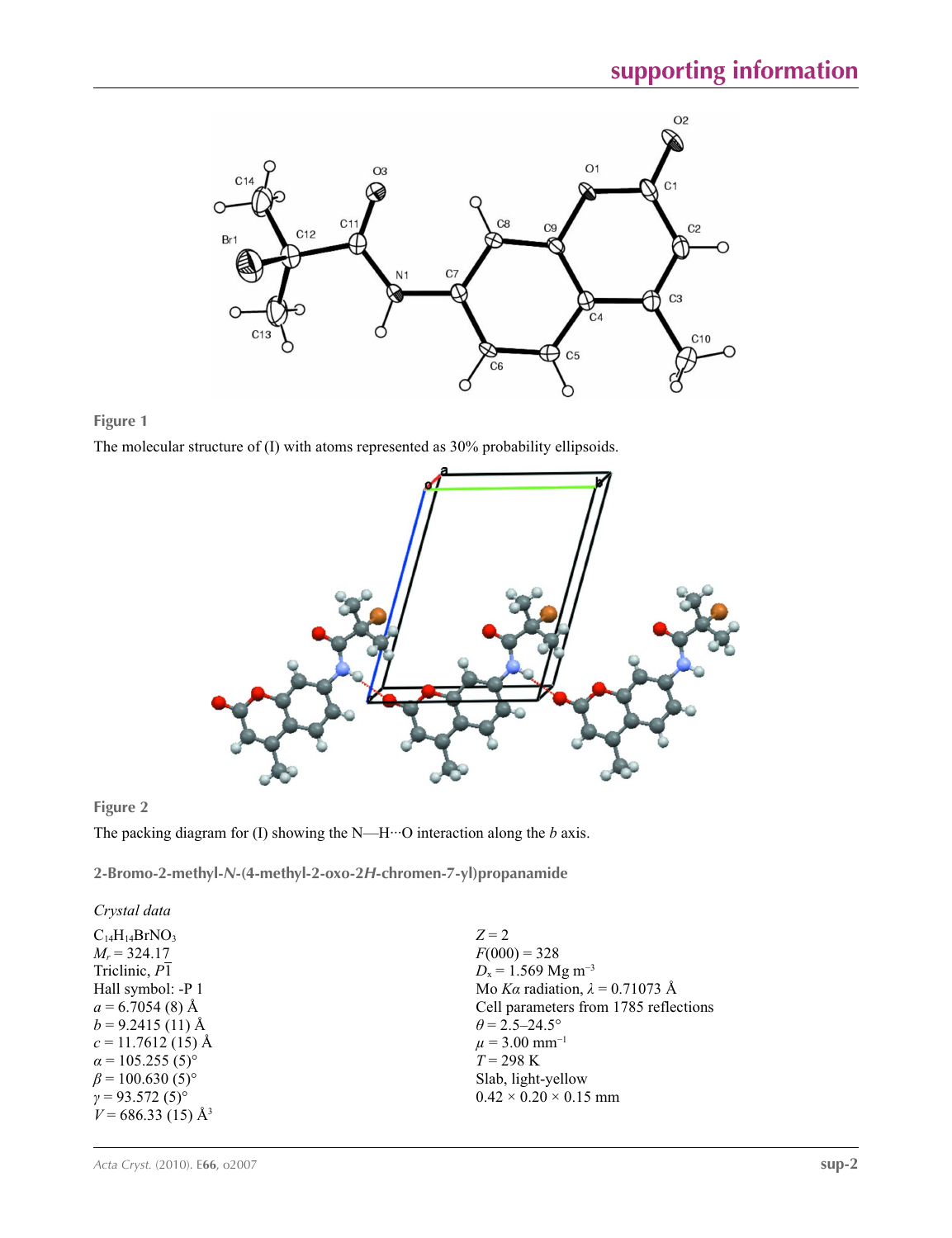**Figure 1**

The molecular structure of (I) with atoms represented as 30% probability ellipsoids.

**Figure 2**

The packing diagram for (I) showing the N—H···O interaction along the *b* axis.

## 2-Bromo-2-methyl-*N*-(4-methyl-2-oxo-2*H*-chromen-7-yl)propanamide

### *Crystal data*

$C_{14}H_{14}BrNO_3$
$M_r = 324.17$
Triclinic, $P\overline{1}$
Hall symbol: -P 1
$a = 6.7054$ (8) Å
$b = 9.2415$ (11) Å
$c = 11.7612$ (15) Å
$\alpha = 105.255$ (5)°
$\beta = 100.630$ (5)°
$\gamma = 93.572$ (5)°
$V = 686.33$ (15) Å$^3$
$Z = 2$
$F(000) = 328$
$D_x = 1.569$ Mg m$^{-3}$
Mo $K\alpha$ radiation, $\lambda = 0.71073$ Å
Cell parameters from 1785 reflections
$\theta = 2.5$–$24.5$°
$\mu = 3.00$ mm$^{-1}$
$T = 298$ K
Slab, light-yellow
0.42 × 0.20 × 0.15 mm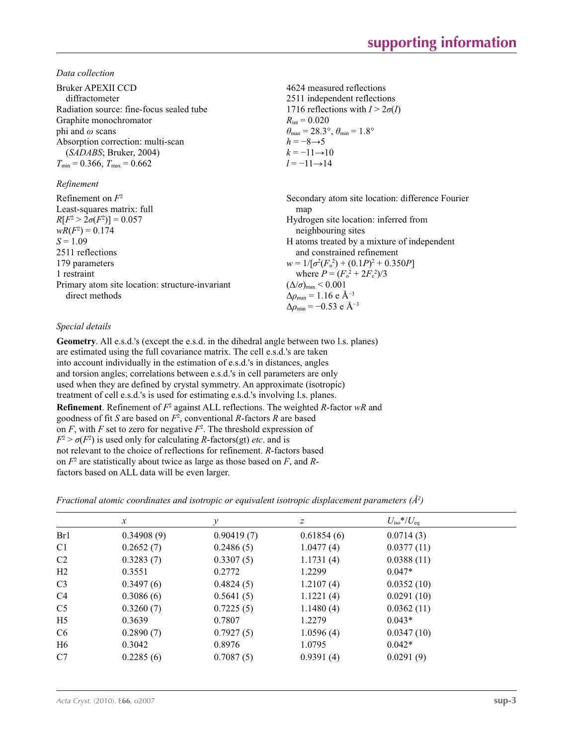*Data collection*

Bruker APEXII CCD diffractometer
Radiation source: fine-focus sealed tube
Graphite monochromator
phi and $\omega$ scans
Absorption correction: multi-scan (*SADABS*; Bruker, 2004)
$T_{min} = 0.366$, $T_{max} = 0.662$

4624 measured reflections
2511 independent reflections
1716 reflections with $I > 2\sigma(I)$
$R_{int} = 0.020$
$\theta_{max} = 28.3°$, $\theta_{min} = 1.8°$
$h = -8 \rightarrow 5$
$k = -11 \rightarrow 10$
$l = -11 \rightarrow 14$

*Refinement*

Refinement on $F^2$
Least-squares matrix: full
$R[F^2 > 2\sigma(F^2)] = 0.057$
$wR(F^2) = 0.174$
$S = 1.09$
2511 reflections
179 parameters
1 restraint
Primary atom site location: structure-invariant direct methods

Secondary atom site location: difference Fourier map
Hydrogen site location: inferred from neighbouring sites
H atoms treated by a mixture of independent and constrained refinement
$w = 1/[\sigma^2(F_o^2) + (0.1P)^2 + 0.350P]$ where $P = (F_o^2 + 2F_c^2)/3$
$(\Delta/\sigma)_{max} < 0.001$
$\Delta\rho_{max} = 1.16$ e Å$^{-3}$
$\Delta\rho_{min} = -0.53$ e Å$^{-3}$

*Special details*

**Geometry**. All e.s.d.'s (except the e.s.d. in the dihedral angle between two l.s. planes) are estimated using the full covariance matrix. The cell e.s.d.'s are taken into account individually in the estimation of e.s.d.'s in distances, angles and torsion angles; correlations between e.s.d.'s in cell parameters are only used when they are defined by crystal symmetry. An approximate (isotropic) treatment of cell e.s.d.'s is used for estimating e.s.d.'s involving l.s. planes.

**Refinement**. Refinement of $F^2$ against ALL reflections. The weighted $R$-factor $wR$ and goodness of fit $S$ are based on $F^2$, conventional $R$-factors $R$ are based on $F$, with $F$ set to zero for negative $F^2$. The threshold expression of $F^2 > \sigma(F^2)$ is used only for calculating $R$-factors(gt) *etc*. and is not relevant to the choice of reflections for refinement. $R$-factors based on $F^2$ are statistically about twice as large as those based on $F$, and $R$-factors based on ALL data will be even larger.

*Fractional atomic coordinates and isotropic or equivalent isotropic displacement parameters (Å$^2$)*

| | $x$ | $y$ | $z$ | $U_{iso}$*/$U_{eq}$ |
|---|---|---|---|---|
| Br1 | 0.34908 (9) | 0.90419 (7) | 0.61854 (6) | 0.0714 (3) |
| C1 | 0.2652 (7) | 0.2486 (5) | 1.0477 (4) | 0.0377 (11) |
| C2 | 0.3283 (7) | 0.3307 (5) | 1.1731 (4) | 0.0388 (11) |
| H2 | 0.3551 | 0.2772 | 1.2299 | 0.047* |
| C3 | 0.3497 (6) | 0.4824 (5) | 1.2107 (4) | 0.0352 (10) |
| C4 | 0.3086 (6) | 0.5641 (5) | 1.1221 (4) | 0.0291 (10) |
| C5 | 0.3260 (7) | 0.7225 (5) | 1.1480 (4) | 0.0362 (11) |
| H5 | 0.3639 | 0.7807 | 1.2279 | 0.043* |
| C6 | 0.2890 (7) | 0.7927 (5) | 1.0596 (4) | 0.0347 (10) |
| H6 | 0.3042 | 0.8976 | 1.0795 | 0.042* |
| C7 | 0.2285 (6) | 0.7087 (5) | 0.9391 (4) | 0.0291 (9) |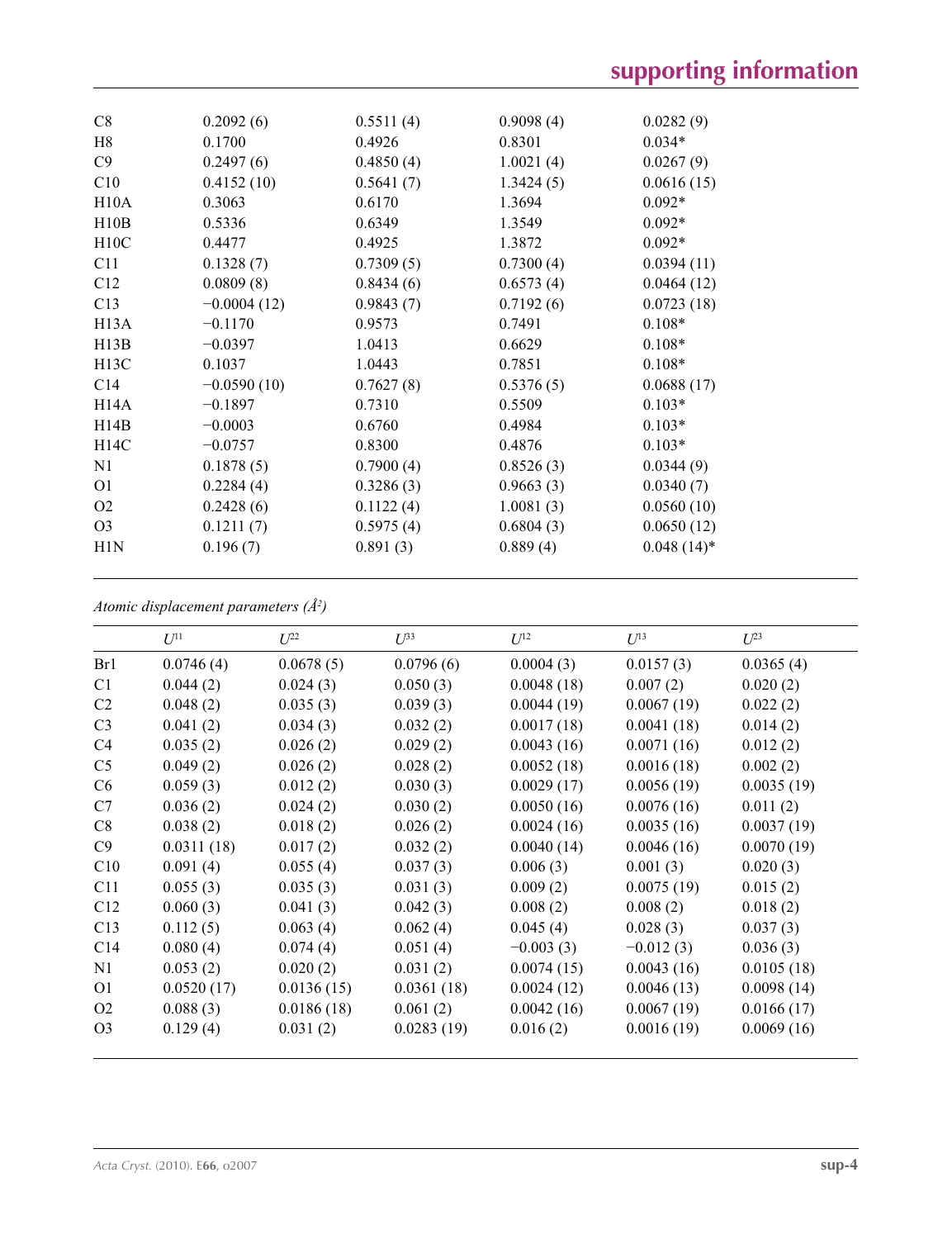| | | | | |
|---|---|---|---|---|
| C8 | 0.2092 (6) | 0.5511 (4) | 0.9098 (4) | 0.0282 (9) |
| H8 | 0.1700 | 0.4926 | 0.8301 | 0.034* |
| C9 | 0.2497 (6) | 0.4850 (4) | 1.0021 (4) | 0.0267 (9) |
| C10 | 0.4152 (10) | 0.5641 (7) | 1.3424 (5) | 0.0616 (15) |
| H10A | 0.3063 | 0.6170 | 1.3694 | 0.092* |
| H10B | 0.5336 | 0.6349 | 1.3549 | 0.092* |
| H10C | 0.4477 | 0.4925 | 1.3872 | 0.092* |
| C11 | 0.1328 (7) | 0.7309 (5) | 0.7300 (4) | 0.0394 (11) |
| C12 | 0.0809 (8) | 0.8434 (6) | 0.6573 (4) | 0.0464 (12) |
| C13 | −0.0004 (12) | 0.9843 (7) | 0.7192 (6) | 0.0723 (18) |
| H13A | −0.1170 | 0.9573 | 0.7491 | 0.108* |
| H13B | −0.0397 | 1.0413 | 0.6629 | 0.108* |
| H13C | 0.1037 | 1.0443 | 0.7851 | 0.108* |
| C14 | −0.0590 (10) | 0.7627 (8) | 0.5376 (5) | 0.0688 (17) |
| H14A | −0.1897 | 0.7310 | 0.5509 | 0.103* |
| H14B | −0.0003 | 0.6760 | 0.4984 | 0.103* |
| H14C | −0.0757 | 0.8300 | 0.4876 | 0.103* |
| N1 | 0.1878 (5) | 0.7900 (4) | 0.8526 (3) | 0.0344 (9) |
| O1 | 0.2284 (4) | 0.3286 (3) | 0.9663 (3) | 0.0340 (7) |
| O2 | 0.2428 (6) | 0.1122 (4) | 1.0081 (3) | 0.0560 (10) |
| O3 | 0.1211 (7) | 0.5975 (4) | 0.6804 (3) | 0.0650 (12) |
| H1N | 0.196 (7) | 0.891 (3) | 0.889 (4) | 0.048 (14)* |

*Atomic displacement parameters (Å$^2$)*

| | $U^{11}$ | $U^{22}$ | $U^{33}$ | $U^{12}$ | $U^{13}$ | $U^{23}$ |
|---|---|---|---|---|---|---|
| Br1 | 0.0746 (4) | 0.0678 (5) | 0.0796 (6) | 0.0004 (3) | 0.0157 (3) | 0.0365 (4) |
| C1 | 0.044 (2) | 0.024 (3) | 0.050 (3) | 0.0048 (18) | 0.007 (2) | 0.020 (2) |
| C2 | 0.048 (2) | 0.035 (3) | 0.039 (3) | 0.0044 (19) | 0.0067 (19) | 0.022 (2) |
| C3 | 0.041 (2) | 0.034 (3) | 0.032 (2) | 0.0017 (18) | 0.0041 (18) | 0.014 (2) |
| C4 | 0.035 (2) | 0.026 (2) | 0.029 (2) | 0.0043 (16) | 0.0071 (16) | 0.012 (2) |
| C5 | 0.049 (2) | 0.026 (2) | 0.028 (2) | 0.0052 (18) | 0.0016 (18) | 0.002 (2) |
| C6 | 0.059 (3) | 0.012 (2) | 0.030 (3) | 0.0029 (17) | 0.0056 (19) | 0.0035 (19) |
| C7 | 0.036 (2) | 0.024 (2) | 0.030 (2) | 0.0050 (16) | 0.0076 (16) | 0.011 (2) |
| C8 | 0.038 (2) | 0.018 (2) | 0.026 (2) | 0.0024 (16) | 0.0035 (16) | 0.0037 (19) |
| C9 | 0.0311 (18) | 0.017 (2) | 0.032 (2) | 0.0040 (14) | 0.0046 (16) | 0.0070 (19) |
| C10 | 0.091 (4) | 0.055 (4) | 0.037 (3) | 0.006 (3) | 0.001 (3) | 0.020 (3) |
| C11 | 0.055 (3) | 0.035 (3) | 0.031 (3) | 0.009 (2) | 0.0075 (19) | 0.015 (2) |
| C12 | 0.060 (3) | 0.041 (3) | 0.042 (3) | 0.008 (2) | 0.008 (2) | 0.018 (2) |
| C13 | 0.112 (5) | 0.063 (4) | 0.062 (4) | 0.045 (4) | 0.028 (3) | 0.037 (3) |
| C14 | 0.080 (4) | 0.074 (4) | 0.051 (4) | −0.003 (3) | −0.012 (3) | 0.036 (3) |
| N1 | 0.053 (2) | 0.020 (2) | 0.031 (2) | 0.0074 (15) | 0.0043 (16) | 0.0105 (18) |
| O1 | 0.0520 (17) | 0.0136 (15) | 0.0361 (18) | 0.0024 (12) | 0.0046 (13) | 0.0098 (14) |
| O2 | 0.088 (3) | 0.0186 (18) | 0.061 (2) | 0.0042 (16) | 0.0067 (19) | 0.0166 (17) |
| O3 | 0.129 (4) | 0.031 (2) | 0.0283 (19) | 0.016 (2) | 0.0016 (19) | 0.0069 (16) |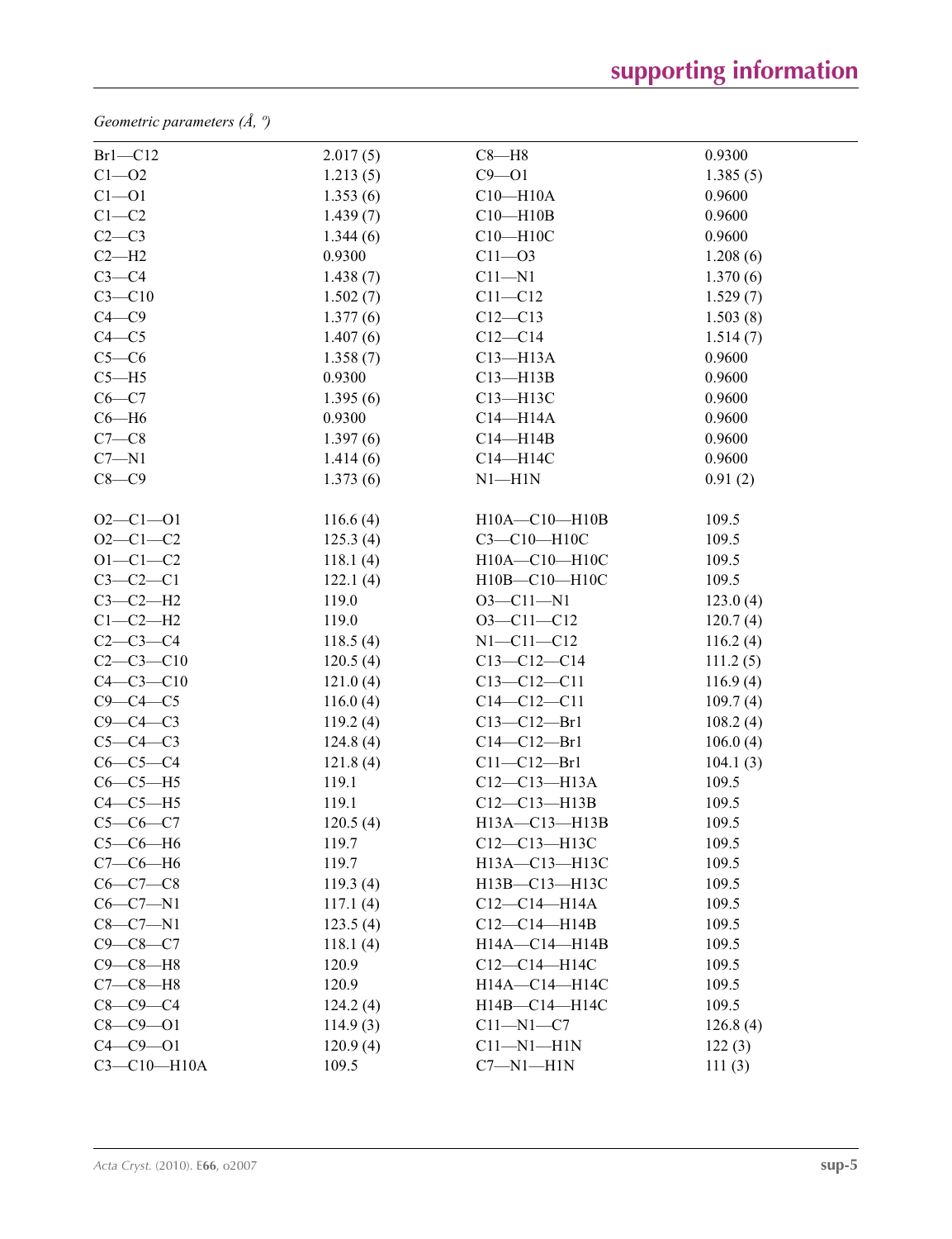*Geometric parameters (Å, º)*

| | | | |
|---|---|---|---|
| Br1—C12 | 2.017 (5) | C8—H8 | 0.9300 |
| C1—O2 | 1.213 (5) | C9—O1 | 1.385 (5) |
| C1—O1 | 1.353 (6) | C10—H10A | 0.9600 |
| C1—C2 | 1.439 (7) | C10—H10B | 0.9600 |
| C2—C3 | 1.344 (6) | C10—H10C | 0.9600 |
| C2—H2 | 0.9300 | C11—O3 | 1.208 (6) |
| C3—C4 | 1.438 (7) | C11—N1 | 1.370 (6) |
| C3—C10 | 1.502 (7) | C11—C12 | 1.529 (7) |
| C4—C9 | 1.377 (6) | C12—C13 | 1.503 (8) |
| C4—C5 | 1.407 (6) | C12—C14 | 1.514 (7) |
| C5—C6 | 1.358 (7) | C13—H13A | 0.9600 |
| C5—H5 | 0.9300 | C13—H13B | 0.9600 |
| C6—C7 | 1.395 (6) | C13—H13C | 0.9600 |
| C6—H6 | 0.9300 | C14—H14A | 0.9600 |
| C7—C8 | 1.397 (6) | C14—H14B | 0.9600 |
| C7—N1 | 1.414 (6) | C14—H14C | 0.9600 |
| C8—C9 | 1.373 (6) | N1—H1N | 0.91 (2) |
| | | | |
| O2—C1—O1 | 116.6 (4) | H10A—C10—H10B | 109.5 |
| O2—C1—C2 | 125.3 (4) | C3—C10—H10C | 109.5 |
| O1—C1—C2 | 118.1 (4) | H10A—C10—H10C | 109.5 |
| C3—C2—C1 | 122.1 (4) | H10B—C10—H10C | 109.5 |
| C3—C2—H2 | 119.0 | O3—C11—N1 | 123.0 (4) |
| C1—C2—H2 | 119.0 | O3—C11—C12 | 120.7 (4) |
| C2—C3—C4 | 118.5 (4) | N1—C11—C12 | 116.2 (4) |
| C2—C3—C10 | 120.5 (4) | C13—C12—C14 | 111.2 (5) |
| C4—C3—C10 | 121.0 (4) | C13—C12—C11 | 116.9 (4) |
| C9—C4—C5 | 116.0 (4) | C14—C12—C11 | 109.7 (4) |
| C9—C4—C3 | 119.2 (4) | C13—C12—Br1 | 108.2 (4) |
| C5—C4—C3 | 124.8 (4) | C14—C12—Br1 | 106.0 (4) |
| C6—C5—C4 | 121.8 (4) | C11—C12—Br1 | 104.1 (3) |
| C6—C5—H5 | 119.1 | C12—C13—H13A | 109.5 |
| C4—C5—H5 | 119.1 | C12—C13—H13B | 109.5 |
| C5—C6—C7 | 120.5 (4) | H13A—C13—H13B | 109.5 |
| C5—C6—H6 | 119.7 | C12—C13—H13C | 109.5 |
| C7—C6—H6 | 119.7 | H13A—C13—H13C | 109.5 |
| C6—C7—C8 | 119.3 (4) | H13B—C13—H13C | 109.5 |
| C6—C7—N1 | 117.1 (4) | C12—C14—H14A | 109.5 |
| C8—C7—N1 | 123.5 (4) | C12—C14—H14B | 109.5 |
| C9—C8—C7 | 118.1 (4) | H14A—C14—H14B | 109.5 |
| C9—C8—H8 | 120.9 | C12—C14—H14C | 109.5 |
| C7—C8—H8 | 120.9 | H14A—C14—H14C | 109.5 |
| C8—C9—C4 | 124.2 (4) | H14B—C14—H14C | 109.5 |
| C8—C9—O1 | 114.9 (3) | C11—N1—C7 | 126.8 (4) |
| C4—C9—O1 | 120.9 (4) | C11—N1—H1N | 122 (3) |
| C3—C10—H10A | 109.5 | C7—N1—H1N | 111 (3) |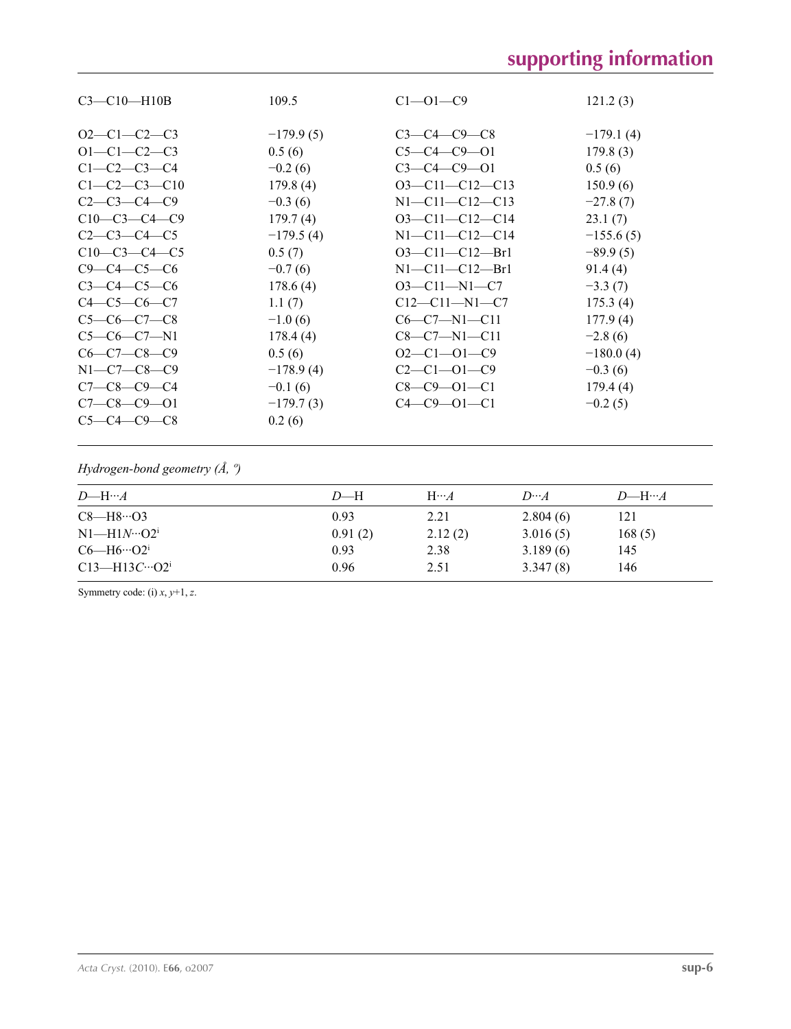| | | | |
|---|---|---|---|
| C3—C10—H10B | 109.5 | C1—O1—C9 | 121.2 (3) |
| | | | |
| O2—C1—C2—C3 | −179.9 (5) | C3—C4—C9—C8 | −179.1 (4) |
| O1—C1—C2—C3 | 0.5 (6) | C5—C4—C9—O1 | 179.8 (3) |
| C1—C2—C3—C4 | −0.2 (6) | C3—C4—C9—O1 | 0.5 (6) |
| C1—C2—C3—C10 | 179.8 (4) | O3—C11—C12—C13 | 150.9 (6) |
| C2—C3—C4—C9 | −0.3 (6) | N1—C11—C12—C13 | −27.8 (7) |
| C10—C3—C4—C9 | 179.7 (4) | O3—C11—C12—C14 | 23.1 (7) |
| C2—C3—C4—C5 | −179.5 (4) | N1—C11—C12—C14 | −155.6 (5) |
| C10—C3—C4—C5 | 0.5 (7) | O3—C11—C12—Br1 | −89.9 (5) |
| C9—C4—C5—C6 | −0.7 (6) | N1—C11—C12—Br1 | 91.4 (4) |
| C3—C4—C5—C6 | 178.6 (4) | O3—C11—N1—C7 | −3.3 (7) |
| C4—C5—C6—C7 | 1.1 (7) | C12—C11—N1—C7 | 175.3 (4) |
| C5—C6—C7—C8 | −1.0 (6) | C6—C7—N1—C11 | 177.9 (4) |
| C5—C6—C7—N1 | 178.4 (4) | C8—C7—N1—C11 | −2.8 (6) |
| C6—C7—C8—C9 | 0.5 (6) | O2—C1—O1—C9 | −180.0 (4) |
| N1—C7—C8—C9 | −178.9 (4) | C2—C1—O1—C9 | −0.3 (6) |
| C7—C8—C9—C4 | −0.1 (6) | C8—C9—O1—C1 | 179.4 (4) |
| C7—C8—C9—O1 | −179.7 (3) | C4—C9—O1—C1 | −0.2 (5) |
| C5—C4—C9—C8 | 0.2 (6) | | |

*Hydrogen-bond geometry (Å, º)*

| *D*—H···*A* | *D*—H | H···*A* | *D*···*A* | *D*—H···*A* |
|---|---|---|---|---|
| C8—H8···O3 | 0.93 | 2.21 | 2.804 (6) | 121 |
| N1—H1*N*···O2$^{i}$ | 0.91 (2) | 2.12 (2) | 3.016 (5) | 168 (5) |
| C6—H6···O2$^{i}$ | 0.93 | 2.38 | 3.189 (6) | 145 |
| C13—H13*C*···O2$^{i}$ | 0.96 | 2.51 | 3.347 (8) | 146 |

Symmetry code: (i) *x*, *y*+1, *z*.